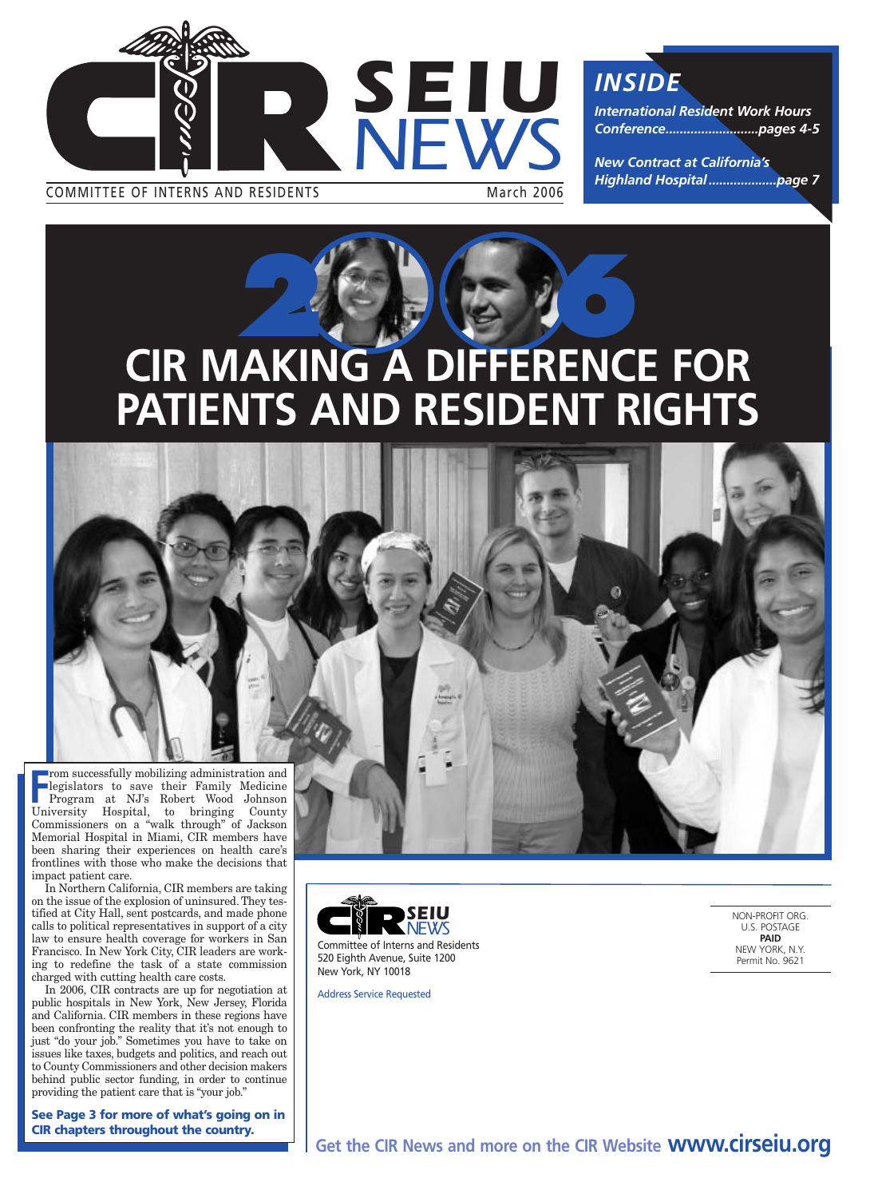# CIR SEIU NEWS

COMMITTEE OF INTERNS AND RESIDENTS

March 2006

## INSIDE

*International Resident Work Hours Conference..........................pages 4-5*

*New Contract at California's Highland Hospital...................page 7*

# 2006

# CIR MAKING A DIFFERENCE FOR PATIENTS AND RESIDENT RIGHTS

From successfully mobilizing administration and legislators to save their Family Medicine Program at NJ's Robert Wood Johnson University Hospital, to bringing County Commissioners on a "walk through" of Jackson Memorial Hospital in Miami, CIR members have been sharing their experiences on health care's frontlines with those who make the decisions that impact patient care.

In Northern California, CIR members are taking on the issue of the explosion of uninsured. They testified at City Hall, sent postcards, and made phone calls to political representatives in support of a city law to ensure health coverage for workers in San Francisco. In New York City, CIR leaders are working to redefine the task of a state commission charged with cutting health care costs.

In 2006, CIR contracts are up for negotiation at public hospitals in New York, New Jersey, Florida and California. CIR members in these regions have been confronting the reality that it's not enough to just "do your job." Sometimes you have to take on issues like taxes, budgets and politics, and reach out to County Commissioners and other decision makers behind public sector funding, in order to continue providing the patient care that is "your job."

**See Page 3 for more of what's going on in CIR chapters throughout the country.**

CIR SEIU NEWS
Committee of Interns and Residents
520 Eighth Avenue, Suite 1200
New York, NY 10018

Address Service Requested

NON-PROFIT ORG.
U.S. POSTAGE
**PAID**
NEW YORK, N.Y.
Permit No. 9621

**Get the CIR News and more on the CIR Website www.cirseiu.org**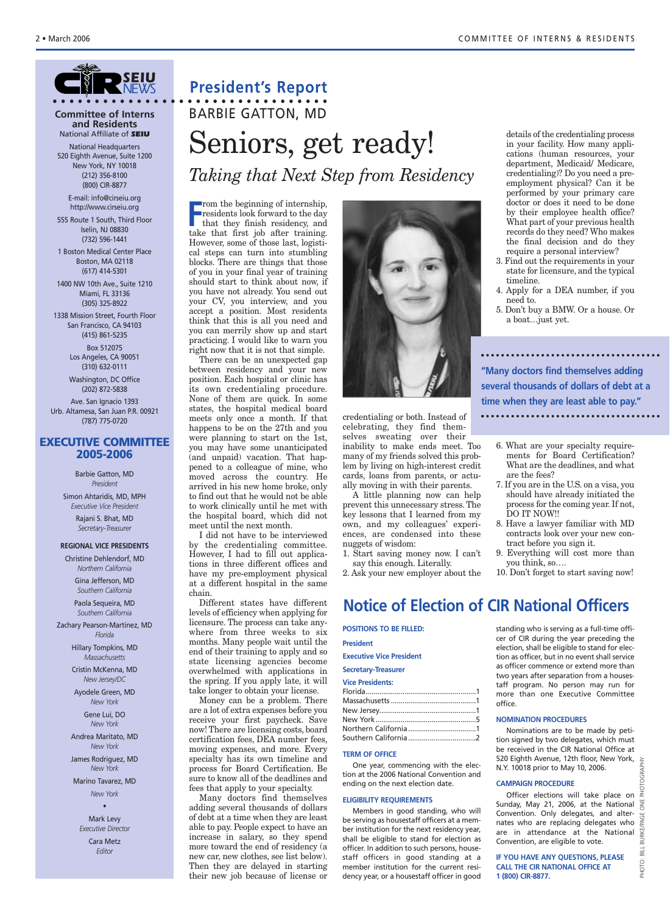**CIR SEIU NEWS**

**Committee of Interns and Residents**
National Affiliate of **SEIU**

National Headquarters
520 Eighth Avenue, Suite 1200
New York, NY 10018
(212) 356-8100
(800) CIR-8877

E-mail: info@cirseiu.org
http://www.cirseiu.org

555 Route 1 South, Third Floor
Iselin, NJ 08830
(732) 596-1441

1 Boston Medical Center Place
Boston, MA 02118
(617) 414-5301

1400 NW 10th Ave., Suite 1210
Miami, FL 33136
(305) 325-8922

1338 Mission Street, Fourth Floor
San Francisco, CA 94103
(415) 861-5235

Box 512075
Los Angeles, CA 90051
(310) 632-0111

Washington, DC Office
(202) 872-5838

Ave. San Ignacio 1393
Urb. Altamesa, San Juan P.R. 00921
(787) 775-0720

## EXECUTIVE COMMITTEE 2005-2006

Barbie Gatton, MD
*President*

Simon Ahtaridis, MD, MPH
*Executive Vice President*

Rajani S. Bhat, MD
*Secretary-Treasurer*

**REGIONAL VICE PRESIDENTS**

Christine Dehlendorf, MD
*Northern California*

Gina Jefferson, MD
*Southern California*

Paola Sequeira, MD
*Southern California*

Zachary Pearson-Martinez, MD
*Florida*

Hillary Tompkins, MD
*Massachusetts*

Cristin McKenna, MD
*New Jersey/DC*

Ayodele Green, MD
*New York*

Gene Lui, DO
*New York*

Andrea Maritato, MD
*New York*

James Rodriguez, MD
*New York*

Marino Tavarez, MD
*New York*

•

Mark Levy
*Executive Director*

Cara Metz
*Editor*

## President's Report

BARBIE GATTON, MD

# Seniors, get ready!

*Taking that Next Step from Residency*

From the beginning of internship, residents look forward to the day that they finish residency, and take that first job after training. However, some of those last, logistical steps can turn into stumbling blocks. There are things that those of you in your final year of training should start to think about now, if you have not already. You send out your CV, you interview, and you accept a position. Most residents think that this is all you need and you can merrily show up and start practicing. I would like to warn you right now that it is not that simple.

There can be an unexpected gap between residency and your new position. Each hospital or clinic has its own credentialing procedure. None of them are quick. In some states, the hospital medical board meets only once a month. If that happens to be on the 27th and you were planning to start on the 1st, you may have some unanticipated (and unpaid) vacation. That happened to a colleague of mine, who moved across the country. He arrived in his new home broke, only to find out that he would not be able to work clinically until he met with the hospital board, which did not meet until the next month.

I did not have to be interviewed by the credentialing committee. However, I had to fill out applications in three different offices and have my pre-employment physical at a different hospital in the same chain.

Different states have different levels of efficiency when applying for licensure. The process can take anywhere from three weeks to six months. Many people wait until the end of their training to apply and so state licensing agencies become overwhelmed with applications in the spring. If you apply late, it will take longer to obtain your license.

Money can be a problem. There are a lot of extra expenses before you receive your first paycheck. Save now! There are licensing costs, board certification fees, DEA number fees, moving expenses, and more. Every specialty has its own timeline and process for Board Certification. Be sure to know all of the deadlines and fees that apply to your specialty.

Many doctors find themselves adding several thousands of dollars of debt at a time when they are least able to pay. People expect to have an increase in salary, so they spend more toward the end of residency (a new car, new clothes, see list below). Then they are delayed in starting their new job because of license or credentialing or both. Instead of celebrating, they find themselves sweating over their inability to make ends meet. Too many of my friends solved this problem by living on high-interest credit cards, loans from parents, or actually moving in with their parents.

A little planning now can help prevent this unnecessary stress. The key lessons that I learned from my own, and my colleagues' experiences, are condensed into these nuggets of wisdom:

1. Start saving money now. I can't say this enough. Literally.
2. Ask your new employer about the details of the credentialing process in your facility. How many applications (human resources, your department, Medicaid/ Medicare, credentialing)? Do you need a pre-employment physical? Can it be performed by your primary care doctor or does it need to be done by their employee health office? What part of your previous health records do they need? Who makes the final decision and do they require a personal interview?
3. Find out the requirements in your state for licensure, and the typical timeline.
4. Apply for a DEA number, if you need to.
5. Don't buy a BMW. Or a house. Or a boat…just yet.

> **"Many doctors find themselves adding several thousands of dollars of debt at a time when they are least able to pay."**

6. What are your specialty requirements for Board Certification? What are the deadlines, and what are the fees?
7. If you are in the U.S. on a visa, you should have already initiated the process for the coming year. If not, DO IT NOW!!
8. Have a lawyer familiar with MD contracts look over your new contract before you sign it.
9. Everything will cost more than you think, so….
10. Don't forget to start saving now!

## Notice of Election of CIR National Officers

**POSITIONS TO BE FILLED:**

**President**

**Executive Vice President**

**Secretary-Treasurer**

**Vice Presidents:**

| | |
|---|---|
| Florida | 1 |
| Massachusetts | 1 |
| New Jersey | 1 |
| New York | 5 |
| Northern California | 1 |
| Southern California | 2 |

**TERM OF OFFICE**

One year, commencing with the election at the 2006 National Convention and ending on the next election date.

**ELIGIBILITY REQUIREMENTS**

Members in good standing, who will be serving as housestaff officers at a member institution for the next residency year, shall be eligible to stand for election as officer. In addition to such persons, housestaff officers in good standing at a member institution for the current residency year, or a housestaff officer in good standing who is serving as a full-time officer of CIR during the year preceding the election, shall be eligible to stand for election as officer, but in no event shall service as officer commence or extend more than two years after separation from a housestaff program. No person may run for more than one Executive Committee office.

**NOMINATION PROCEDURES**

Nominations are to be made by petition signed by two delegates, which must be received in the CIR National Office at 520 Eighth Avenue, 12th floor, New York, N.Y. 10018 prior to May 10, 2006.

**CAMPAIGN PROCEDURE**

Officer elections will take place on Sunday, May 21, 2006, at the National Convention. Only delegates, and alternates who are replacing delegates who are in attendance at the National Convention, are eligible to vote.

**IF YOU HAVE ANY QUESTIONS, PLEASE CALL THE CIR NATIONAL OFFICE AT 1 (800) CIR-8877.**

PHOTO: BILL BURKE/PAGE ONE PHOTOGRAPHY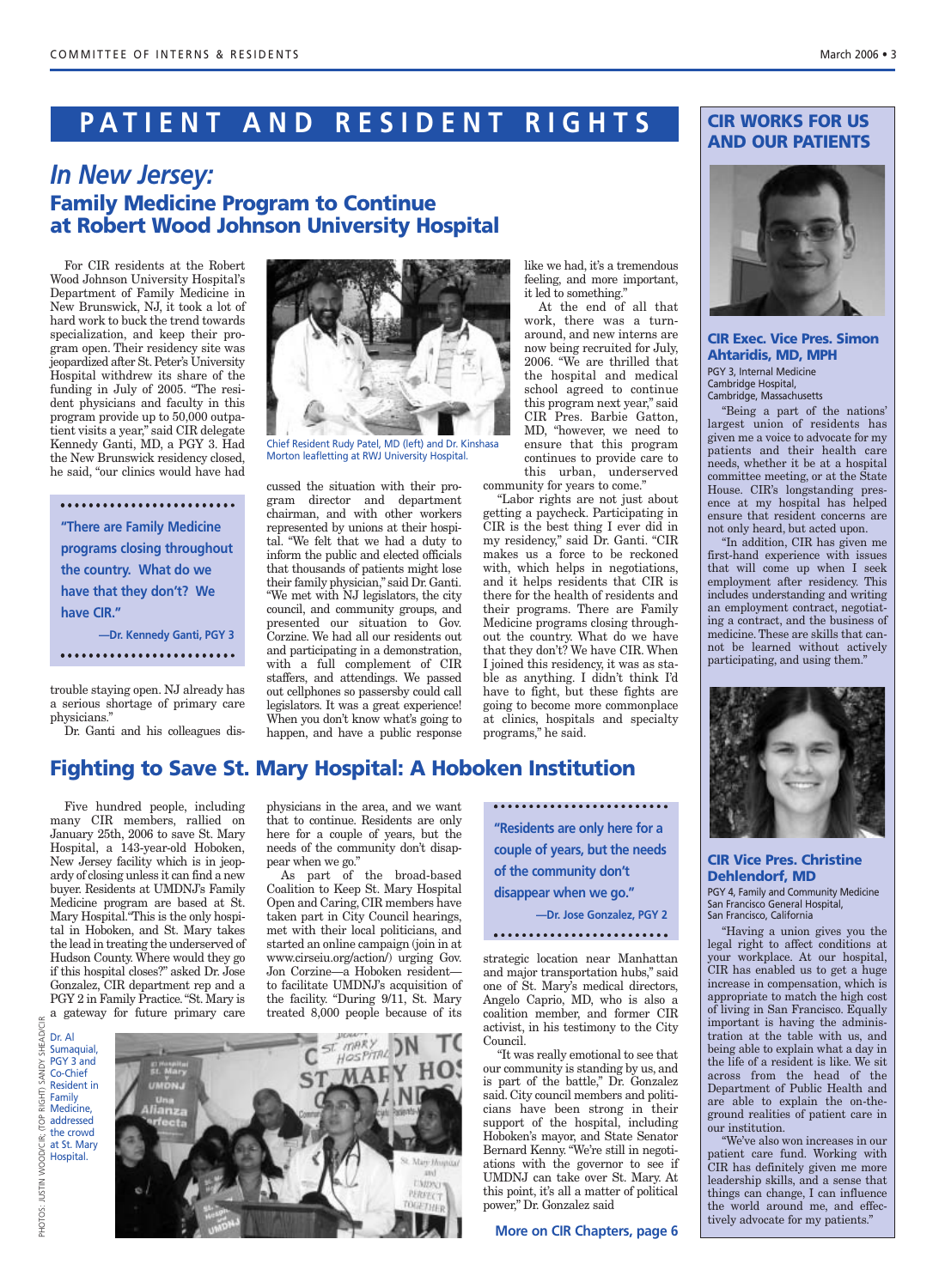# PATIENT AND RESIDENT RIGHTS

## *In New Jersey:*
## Family Medicine Program to Continue at Robert Wood Johnson University Hospital

For CIR residents at the Robert Wood Johnson University Hospital's Department of Family Medicine in New Brunswick, NJ, it took a lot of hard work to buck the trend towards specialization, and keep their program open. Their residency site was jeopardized after St. Peter's University Hospital withdrew its share of the funding in July of 2005. "The resident physicians and faculty in this program provide up to 50,000 outpatient visits a year," said CIR delegate Kennedy Ganti, MD, a PGY 3. Had the New Brunswick residency closed, he said, "our clinics would have had trouble staying open. NJ already has a serious shortage of primary care physicians."

> **"There are Family Medicine programs closing throughout the country. What do we have that they don't? We have CIR."**
>
> **—Dr. Kennedy Ganti, PGY 3**

Chief Resident Rudy Patel, MD (left) and Dr. Kinshasa Morton leafletting at RWJ University Hospital.

Dr. Ganti and his colleagues discussed the situation with their program director and department chairman, and with other workers represented by unions at their hospital. "We felt that we had a duty to inform the public and elected officials that thousands of patients might lose their family physician," said Dr. Ganti. "We met with NJ legislators, the city council, and community groups, and presented our situation to Gov. Corzine. We had all our residents out and participating in a demonstration, with a full complement of CIR staffers, and attendings. We passed out cellphones so passersby could call legislators. It was a great experience! When you don't know what's going to happen, and have a public response like we had, it's a tremendous feeling, and more important, it led to something."

At the end of all that work, there was a turnaround, and new interns are now being recruited for July, 2006. "We are thrilled that the hospital and medical school agreed to continue this program next year," said CIR Pres. Barbie Gatton, MD, "however, we need to ensure that this program continues to provide care to this urban, underserved community for years to come."

"Labor rights are not just about getting a paycheck. Participating in CIR is the best thing I ever did in my residency," said Dr. Ganti. "CIR makes us a force to be reckoned with, which helps in negotiations, and it helps residents that CIR is there for the health of residents and their programs. There are Family Medicine programs closing throughout the country. What do we have that they don't? We have CIR. When I joined this residency, it was as stable as anything. I didn't think I'd have to fight, but these fights are going to become more commonplace at clinics, hospitals and specialty programs," he said.

## Fighting to Save St. Mary Hospital: A Hoboken Institution

Five hundred people, including many CIR members, rallied on January 25th, 2006 to save St. Mary Hospital, a 143-year-old Hoboken, New Jersey facility which is in jeopardy of closing unless it can find a new buyer. Residents at UMDNJ's Family Medicine program are based at St. Mary Hospital. "This is the only hospital in Hoboken, and St. Mary takes the lead in treating the underserved of Hudson County. Where would they go if this hospital closes?" asked Dr. Jose Gonzalez, CIR department rep and a PGY 2 in Family Practice. "St. Mary is a gateway for future primary care physicians in the area, and we want that to continue. Residents are only here for a couple of years, but the needs of the community don't disappear when we go."

As part of the broad-based Coalition to Keep St. Mary Hospital Open and Caring, CIR members have taken part in City Council hearings, met with their local politicians, and started an online campaign (join in at www.cirseiu.org/action/) urging Gov. Jon Corzine—a Hoboken resident—to facilitate UMDNJ's acquisition of the facility. "During 9/11, St. Mary treated 8,000 people because of its strategic location near Manhattan and major transportation hubs," said one of St. Mary's medical directors, Angelo Caprio, MD, who is also a coalition member, and former CIR activist, in his testimony to the City Council.

> **"Residents are only here for a couple of years, but the needs of the community don't disappear when we go."**
>
> **—Dr. Jose Gonzalez, PGY 2**

"It was really emotional to see that our community is standing by us, and is part of the battle," Dr. Gonzalez said. City council members and politicians have been strong in their support of the hospital, including Hoboken's mayor, and State Senator Bernard Kenny. "We're still in negotiations with the governor to see if UMDNJ can take over St. Mary. At this point, it's all a matter of political power," Dr. Gonzalez said

Dr. Al Sumaquial, PGY 3 and Co-Chief Resident in Family Medicine, addressed the crowd at St. Mary Hospital.

PHOTOS: JUSTIN WOOD/CIR; (TOP RIGHT) SANDY SHEA/CIR

**More on CIR Chapters, page 6**

## CIR WORKS FOR US AND OUR PATIENTS

### CIR Exec. Vice Pres. Simon Ahtaridis, MD, MPH

PGY 3, Internal Medicine
Cambridge Hospital,
Cambridge, Massachusetts

"Being a part of the nations' largest union of residents has given me a voice to advocate for my patients and their health care needs, whether it be at a hospital committee meeting, or at the State House. CIR's longstanding presence at my hospital has helped ensure that resident concerns are not only heard, but acted upon.

"In addition, CIR has given me first-hand experience with issues that will come up when I seek employment after residency. This includes understanding and writing an employment contract, negotiating a contract, and the business of medicine. These are skills that cannot be learned without actively participating, and using them."

### CIR Vice Pres. Christine Dehlendorf, MD

PGY 4, Family and Community Medicine
San Francisco General Hospital,
San Francisco, California

"Having a union gives you the legal right to affect conditions at your workplace. At our hospital, CIR has enabled us to get a huge increase in compensation, which is appropriate to match the high cost of living in San Francisco. Equally important is having the administration at the table with us, and being able to explain what a day in the life of a resident is like. We sit across from the head of the Department of Public Health and are able to explain the on-the-ground realities of patient care in our institution.

"We've also won increases in our patient care fund. Working with CIR has definitely given me more leadership skills, and a sense that things can change, I can influence the world around me, and effectively advocate for my patients."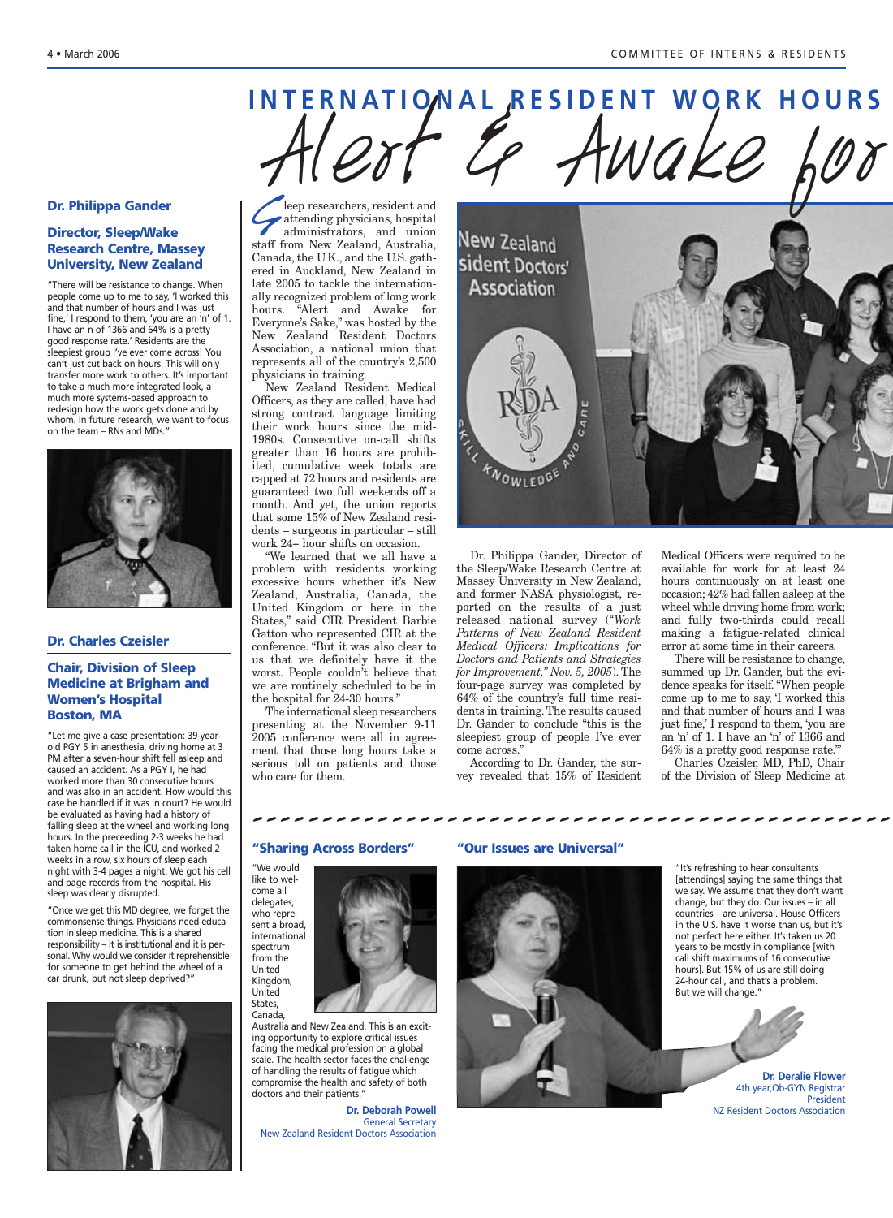# INTERNATIONAL RESIDENT WORK HOURS

## Alert & Awake for

### Dr. Philippa Gander

#### Director, Sleep/Wake Research Centre, Massey University, New Zealand

"There will be resistance to change. When people come up to me to say, 'I worked this and that number of hours and I was just fine,' I respond to them, 'you are an 'n' of 1. I have an n of 1366 and 64% is a pretty good response rate.' Residents are the sleepiest group I've ever come across! You can't just cut back on hours. This will only transfer more work to others. It's important to take a much more integrated look, a much more systems-based approach to redesign how the work gets done and by whom. In future research, we want to focus on the team – RNs and MDs."

### Dr. Charles Czeisler

#### Chair, Division of Sleep Medicine at Brigham and Women's Hospital Boston, MA

"Let me give a case presentation: 39-year-old PGY 5 in anesthesia, driving home at 3 PM after a seven-hour shift fell asleep and caused an accident. As a PGY I, he had worked more than 30 consecutive hours and was also in an accident. How would this case be handled if it was in court? He would be evaluated as having had a history of falling sleep at the wheel and working long hours. In the preceeding 2-3 weeks he had taken home call in the ICU, and worked 2 weeks in a row, six hours of sleep each night with 3-4 pages a night. We got his cell and page records from the hospital. His sleep was clearly disrupted.

"Once we get this MD degree, we forget the commonsense things. Physicians need education in sleep medicine. This is a shared responsibility – it is institutional and it is personal. Why would we consider it reprehensible for someone to get behind the wheel of a car drunk, but not sleep deprived?"

Sleep researchers, resident and attending physicians, hospital administrators, and union staff from New Zealand, Australia, Canada, the U.K., and the U.S. gathered in Auckland, New Zealand in late 2005 to tackle the internationally recognized problem of long work hours. "Alert and Awake for Everyone's Sake," was hosted by the New Zealand Resident Doctors Association, a national union that represents all of the country's 2,500 physicians in training.

New Zealand Resident Medical Officers, as they are called, have had strong contract language limiting their work hours since the mid-1980s. Consecutive on-call shifts greater than 16 hours are prohibited, cumulative week totals are capped at 72 hours and residents are guaranteed two full weekends off a month. And yet, the union reports that some 15% of New Zealand residents – surgeons in particular – still work 24+ hour shifts on occasion.

"We learned that we all have a problem with residents working excessive hours whether it's New Zealand, Australia, Canada, the United Kingdom or here in the States," said CIR President Barbie Gatton who represented CIR at the conference. "But it was also clear to us that we definitely have it the worst. People couldn't believe that we are routinely scheduled to be in the hospital for 24-30 hours."

The international sleep researchers presenting at the November 9-11 2005 conference were all in agreement that those long hours take a serious toll on patients and those who care for them.

Dr. Philippa Gander, Director of the Sleep/Wake Research Centre at Massey University in New Zealand, and former NASA physiologist, reported on the results of a just released national survey (*"Work Patterns of New Zealand Resident Medical Officers: Implications for Doctors and Patients and Strategies for Improvement," Nov. 5, 2005*). The four-page survey was completed by 64% of the country's full time residents in training. The results caused Dr. Gander to conclude "this is the sleepiest group of people I've ever come across."

According to Dr. Gander, the survey revealed that 15% of Resident Medical Officers were required to be available for work for at least 24 hours continuously on at least one occasion; 42% had fallen asleep at the wheel while driving home from work; and fully two-thirds could recall making a fatigue-related clinical error at some time in their careers.

There will be resistance to change, summed up Dr. Gander, but the evidence speaks for itself. "When people come up to me to say, 'I worked this and that number of hours and I was just fine,' I respond to them, 'you are an 'n' of 1. I have an 'n' of 1366 and 64% is a pretty good response rate.'"

Charles Czeisler, MD, PhD, Chair of the Division of Sleep Medicine at

### "Sharing Across Borders"

"We would like to welcome all delegates, who represent a broad, international spectrum from the United Kingdom, United States, Canada, Australia and New Zealand. This is an exciting opportunity to explore critical issues facing the medical profession on a global scale. The health sector faces the challenge of handling the results of fatigue which compromise the health and safety of both doctors and their patients."

**Dr. Deborah Powell**
General Secretary
New Zealand Resident Doctors Association

### "Our Issues are Universal"

"It's refreshing to hear consultants [attendings] saying the same things that we say. We assume that they don't want change, but they do. Our issues – in all countries – are universal. House Officers in the U.S. have it worse than us, but it's not perfect here either. It's taken us 20 years to be mostly in compliance [with call shift maximums of 16 consecutive hours]. But 15% of us are still doing 24-hour call, and that's a problem. But we will change."

**Dr. Deralie Flower**
4th year, Ob-GYN Registrar
President
NZ Resident Doctors Association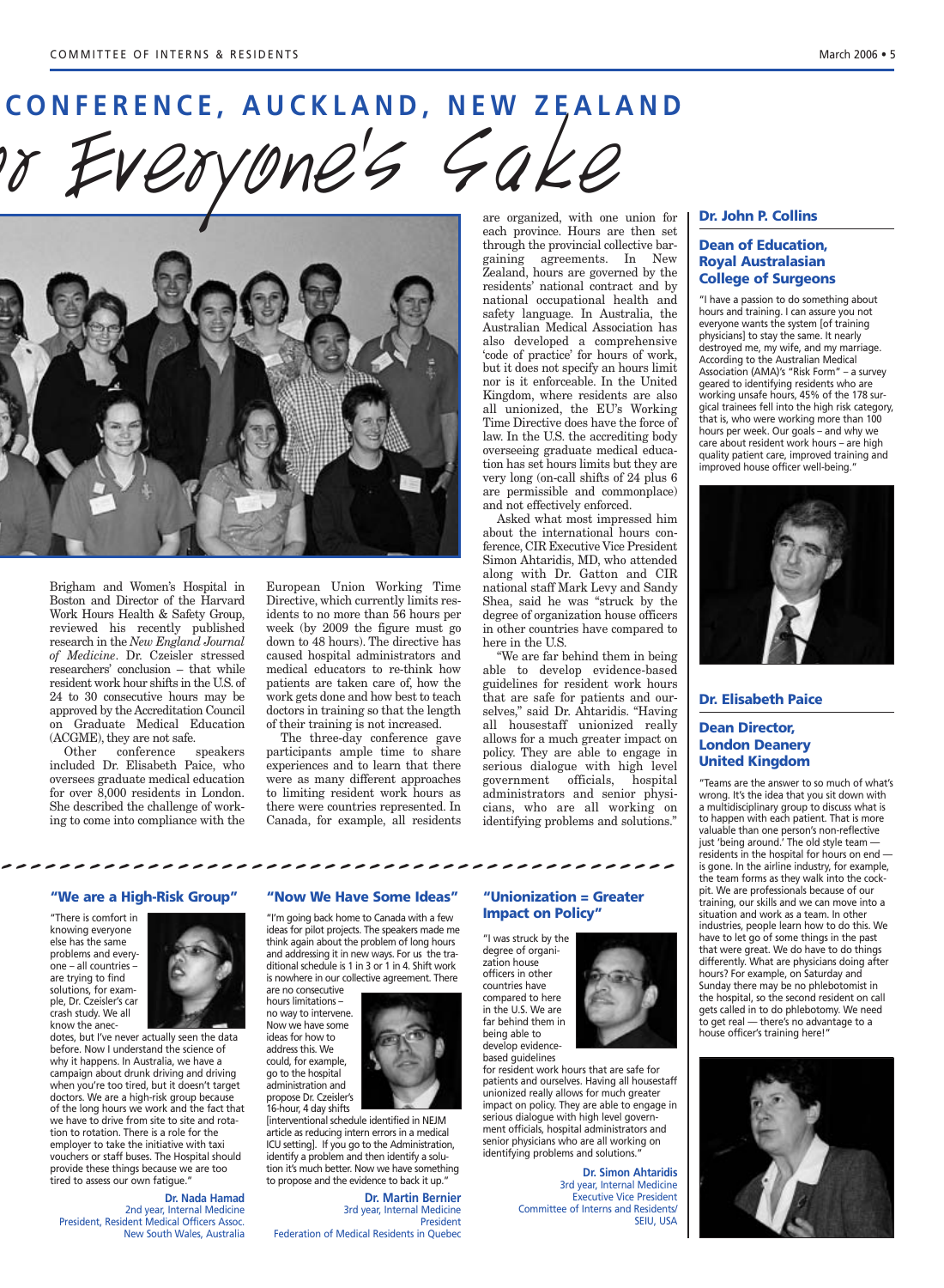# CONFERENCE, AUCKLAND, NEW ZEALAND

## ...or Everyone's Sake

Brigham and Women's Hospital in Boston and Director of the Harvard Work Hours Health & Safety Group, reviewed his recently published research in the *New England Journal of Medicine*. Dr. Czeisler stressed researchers' conclusion – that while resident work hour shifts in the U.S. of 24 to 30 consecutive hours may be approved by the Accreditation Council on Graduate Medical Education (ACGME), they are not safe.

Other conference speakers included Dr. Elisabeth Paice, who oversees graduate medical education for over 8,000 residents in London. She described the challenge of working to come into compliance with the European Union Working Time Directive, which currently limits residents to no more than 56 hours per week (by 2009 the figure must go down to 48 hours). The directive has caused hospital administrators and medical educators to re-think how patients are taken care of, how the work gets done and how best to teach doctors in training so that the length of their training is not increased.

The three-day conference gave participants ample time to share experiences and to learn that there were as many different approaches to limiting resident work hours as there were countries represented. In Canada, for example, all residents are organized, with one union for each province. Hours are then set through the provincial collective bargaining agreements. In New Zealand, hours are governed by the residents' national contract and by national occupational health and safety language. In Australia, the Australian Medical Association has also developed a comprehensive 'code of practice' for hours of work, but it does not specify an hours limit nor is it enforceable. In the United Kingdom, where residents are also all unionized, the EU's Working Time Directive does have the force of law. In the U.S. the accrediting body overseeing graduate medical education has set hours limits but they are very long (on-call shifts of 24 plus 6 are permissible and commonplace) and not effectively enforced.

Asked what most impressed him about the international hours conference, CIR Executive Vice President Simon Ahtaridis, MD, who attended along with Dr. Gatton and CIR national staff Mark Levy and Sandy Shea, said he was "struck by the degree of organization house officers in other countries have compared to here in the U.S.

"We are far behind them in being able to develop evidence-based guidelines for resident work hours that are safe for patients and ourselves," said Dr. Ahtaridis. "Having all housestaff unionized really allows for a much greater impact on policy. They are able to engage in serious dialogue with high level government officials, hospital administrators and senior physicians, who are all working on identifying problems and solutions."

### Dr. John P. Collins

**Dean of Education, Royal Australasian College of Surgeons**

"I have a passion to do something about hours and training. I can assure you not everyone wants the system [of training physicians] to stay the same. It nearly destroyed me, my wife, and my marriage. According to the Australian Medical Association (AMA)'s "Risk Form" – a survey geared to identifying residents who are working unsafe hours, 45% of the 178 surgical trainees fell into the high risk category, that is, who were working more than 100 hours per week. Our goals – and why we care about resident work hours – are high quality patient care, improved training and improved house officer well-being."

### Dr. Elisabeth Paice

**Dean Director, London Deanery United Kingdom**

"Teams are the answer to so much of what's wrong. It's the idea that you sit down with a multidisciplinary group to discuss what is to happen with each patient. That is more valuable than one person's non-reflective just 'being around.' The old style team — residents in the hospital for hours on end — is gone. In the airline industry, for example, the team forms as they walk into the cockpit. We are professionals because of our training, our skills and we can move into a situation and work as a team. In other industries, people learn how to do this. We have to let go of some things in the past that were great. We do have to do things differently. What are physicians doing after hours? For example, on Saturday and Sunday there may be no phlebotomist in the hospital, so the second resident on call gets called in to do phlebotomy. We need to get real — there's no advantage to a house officer's training here!"

### "We are a High-Risk Group"

"There is comfort in knowing everyone else has the same problems and everyone – all countries – are trying to find solutions, for example, Dr. Czeisler's car crash study. We all know the anecdotes, but I've never actually seen the data before. Now I understand the science of why it happens. In Australia, we have a campaign about drunk driving and driving when you're too tired, but it doesn't target doctors. We are a high-risk group because of the long hours we work and the fact that we have to drive from site to site and rotation to rotation. There is a role for the employer to take the initiative with taxi vouchers or staff buses. The Hospital should provide these things because we are too tired to assess our own fatigue."

**Dr. Nada Hamad**
2nd year, Internal Medicine
President, Resident Medical Officers Assoc.
New South Wales, Australia

### "Now We Have Some Ideas"

"I'm going back home to Canada with a few ideas for pilot projects. The speakers made me think again about the problem of long hours and addressing it in new ways. For us the traditional schedule is 1 in 3 or 1 in 4. Shift work is nowhere in our collective agreement. There are no consecutive hours limitations – no way to intervene. Now we have some ideas for how to address this. We could, for example, go to the hospital administration and propose Dr. Czeisler's 16-hour, 4 day shifts [interventional schedule identified in NEJM article as reducing intern errors in a medical ICU setting]. If you go to the Administration, identify a problem and then identify a solution it's much better. Now we have something to propose and the evidence to back it up."

**Dr. Martin Bernier**
3rd year, Internal Medicine
President
Federation of Medical Residents in Quebec

### "Unionization = Greater Impact on Policy"

"I was struck by the degree of organization house officers in other countries have compared to here in the U.S. We are far behind them in being able to develop evidence-based guidelines for resident work hours that are safe for patients and ourselves. Having all housestaff unionized really allows for much greater impact on policy. They are able to engage in serious dialogue with high level government officials, hospital administrators and senior physicians who are all working on identifying problems and solutions."

**Dr. Simon Ahtaridis**
3rd year, Internal Medicine
Executive Vice President
Committee of Interns and Residents/SEIU, USA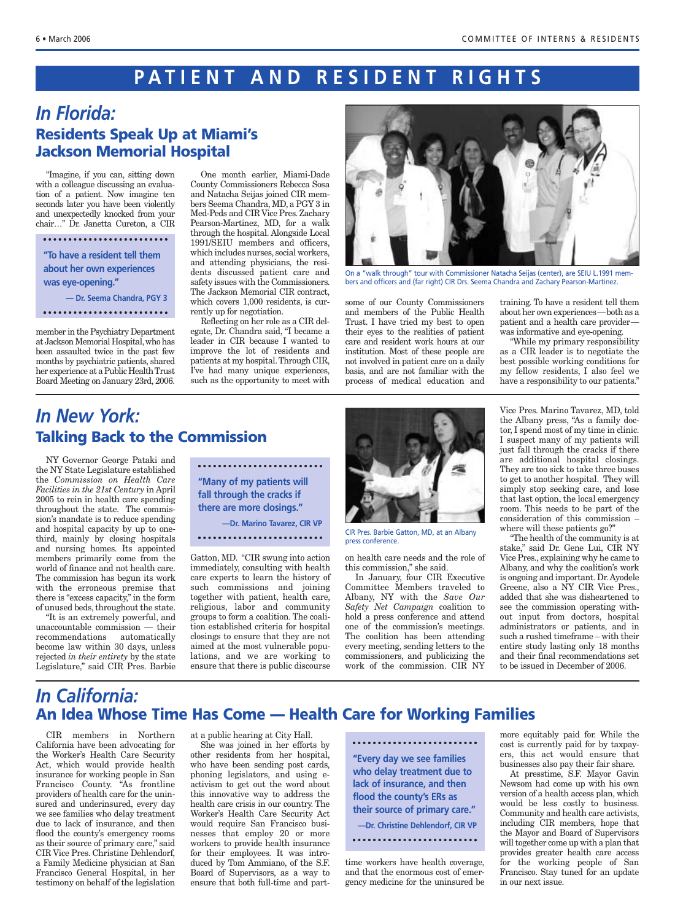# PATIENT AND RESIDENT RIGHTS

## *In Florida:*
## Residents Speak Up at Miami's Jackson Memorial Hospital

"Imagine, if you can, sitting down with a colleague discussing an evaluation of a patient. Now imagine ten seconds later you have been violently and unexpectedly knocked from your chair…" Dr. Janetta Cureton, a CIR member in the Psychiatry Department at Jackson Memorial Hospital, who has been assaulted twice in the past few months by psychiatric patients, shared her experience at a Public Health Trust Board Meeting on January 23rd, 2006.

> **"To have a resident tell them about her own experiences was eye-opening."**
>
> **— Dr. Seema Chandra, PGY 3**

One month earlier, Miami-Dade County Commissioners Rebecca Sosa and Natacha Seijas joined CIR members Seema Chandra, MD, a PGY 3 in Med-Peds and CIR Vice Pres. Zachary Pearson-Martinez, MD, for a walk through the hospital. Alongside Local 1991/SEIU members and officers, which includes nurses, social workers, and attending physicians, the residents discussed patient care and safety issues with the Commissioners. The Jackson Memorial CIR contract, which covers 1,000 residents, is currently up for negotiation.

Reflecting on her role as a CIR delegate, Dr. Chandra said, "I became a leader in CIR because I wanted to improve the lot of residents and patients at my hospital. Through CIR, I've had many unique experiences, such as the opportunity to meet with some of our County Commissioners and members of the Public Health Trust. I have tried my best to open their eyes to the realities of patient care and resident work hours at our institution. Most of these people are not involved in patient care on a daily basis, and are not familiar with the process of medical education and training. To have a resident tell them about her own experiences—both as a patient and a health care provider—was informative and eye-opening.

"While my primary responsibility as a CIR leader is to negotiate the best possible working conditions for my fellow residents, I also feel we have a responsibility to our patients."

On a "walk through" tour with Commissioner Natacha Seijas (center), are SEIU L.1991 members and officers and (far right) CIR Drs. Seema Chandra and Zachary Pearson-Martinez.

## *In New York:*
## Talking Back to the Commission

NY Governor George Pataki and the NY State Legislature established the *Commission on Health Care Facilities in the 21st Century* in April 2005 to rein in health care spending throughout the state. The commission's mandate is to reduce spending and hospital capacity by up to one-third, mainly by closing hospitals and nursing homes. Its appointed members primarily come from the world of finance and not health care. The commission has begun its work with the erroneous premise that there is "excess capacity," in the form of unused beds, throughout the state.

"It is an extremely powerful, and unaccountable commission — their recommendations automatically become law within 30 days, unless rejected *in their entirety* by the state Legislature," said CIR Pres. Barbie Gatton, MD. "CIR swung into action immediately, consulting with health care experts to learn the history of such commissions and joining together with patient, health care, religious, labor and community groups to form a coalition. The coalition established criteria for hospital closings to ensure that they are not aimed at the most vulnerable populations, and we are working to ensure that there is public discourse on health care needs and the role of this commission," she said.

> **"Many of my patients will fall through the cracks if there are more closings."**
>
> **—Dr. Marino Tavarez, CIR VP**

CIR Pres. Barbie Gatton, MD, at an Albany press conference.

In January, four CIR Executive Committee Members traveled to Albany, NY with the *Save Our Safety Net Campaign* coalition to hold a press conference and attend one of the commission's meetings. The coalition has been attending every meeting, sending letters to the commissioners, and publicizing the work of the commission. CIR NY Vice Pres. Marino Tavarez, MD, told the Albany press, "As a family doctor, I spend most of my time in clinic. I suspect many of my patients will just fall through the cracks if there are additional hospital closings. They are too sick to take three buses to get to another hospital. They will simply stop seeking care, and lose that last option, the local emergency room. This needs to be part of the consideration of this commission – where will these patients go?"

"The health of the community is at stake," said Dr. Gene Lui, CIR NY Vice Pres., explaining why he came to Albany, and why the coalition's work is ongoing and important. Dr. Ayodele Greene, also a NY CIR Vice Pres., added that she was disheartened to see the commission operating without input from doctors, hospital administrators or patients, and in such a rushed timeframe – with their entire study lasting only 18 months and their final recommendations set to be issued in December of 2006.

## *In California:*
## An Idea Whose Time Has Come — Health Care for Working Families

CIR members in Northern California have been advocating for the Worker's Health Care Security Act, which would provide health insurance for working people in San Francisco County. "As frontline providers of health care for the uninsured and underinsured, every day we see families who delay treatment due to lack of insurance, and then flood the county's emergency rooms as their source of primary care," said CIR Vice Pres. Christine Dehlendorf, a Family Medicine physician at San Francisco General Hospital, in her testimony on behalf of the legislation at a public hearing at City Hall.

She was joined in her efforts by other residents from her hospital, who have been sending post cards, phoning legislators, and using e-activism to get out the word about this innovative way to address the health care crisis in our country. The Worker's Health Care Security Act would require San Francisco businesses that employ 20 or more workers to provide health insurance for their employees. It was introduced by Tom Ammiano, of the S.F. Board of Supervisors, as a way to ensure that both full-time and part-time workers have health coverage, and that the enormous cost of emergency medicine for the uninsured be more equitably paid for. While the cost is currently paid for by taxpayers, this act would ensure that businesses also pay their fair share.

> **"Every day we see families who delay treatment due to lack of insurance, and then flood the county's ERs as their source of primary care."**
>
> **—Dr. Christine Dehlendorf, CIR VP**

At presstime, S.F. Mayor Gavin Newsom had come up with his own version of a health access plan, which would be less costly to business. Community and health care activists, including CIR members, hope that the Mayor and Board of Supervisors will together come up with a plan that provides greater health care access for the working people of San Francisco. Stay tuned for an update in our next issue.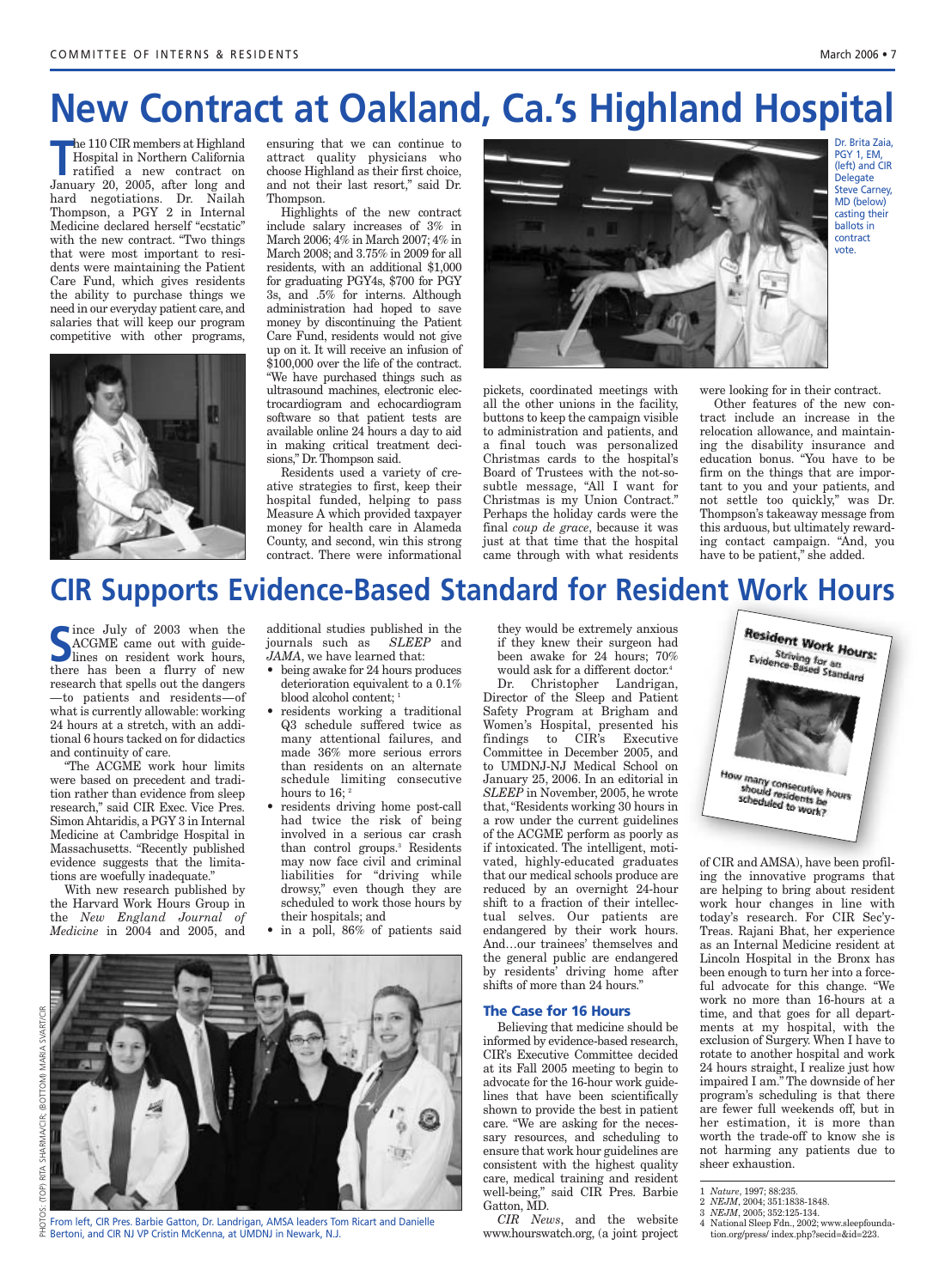# New Contract at Oakland, Ca.'s Highland Hospital

The 110 CIR members at Highland Hospital in Northern California ratified a new contract on January 20, 2005, after long and hard negotiations. Dr. Nailah Thompson, a PGY 2 in Internal Medicine declared herself "ecstatic" with the new contract. "Two things that were most important to residents were maintaining the Patient Care Fund, which gives residents the ability to purchase things we need in our everyday patient care, and salaries that will keep our program competitive with other programs, ensuring that we can continue to attract quality physicians who choose Highland as their first choice, and not their last resort," said Dr. Thompson.

Highlights of the new contract include salary increases of 3% in March 2006; 4% in March 2007; 4% in March 2008; and 3.75% in 2009 for all residents, with an additional $1,000 for graduating PGY4s, $700 for PGY 3s, and .5% for interns. Although administration had hoped to save money by discontinuing the Patient Care Fund, residents would not give up on it. It will receive an infusion of $100,000 over the life of the contract. "We have purchased things such as ultrasound machines, electronic electrocardiogram and echocardiogram software so that patient tests are available online 24 hours a day to aid in making critical treatment decisions," Dr. Thompson said.

Residents used a variety of creative strategies to first, keep their hospital funded, helping to pass Measure A which provided taxpayer money for health care in Alameda County, and second, win this strong contract. There were informational pickets, coordinated meetings with all the other unions in the facility, buttons to keep the campaign visible to administration and patients, and a final touch was personalized Christmas cards to the hospital's Board of Trustees with the not-so-subtle message, "All I want for Christmas is my Union Contract." Perhaps the holiday cards were the final *coup de grace*, because it was just at that time that the hospital came through with what residents were looking for in their contract.

Dr. Brita Zaia, PGY 1, EM, (left) and CIR Delegate Steve Carney, MD (below) casting their ballots in contract vote.

Other features of the new contract include an increase in the relocation allowance, and maintaining the disability insurance and education bonus. "You have to be firm on the things that are important to you and your patients, and not settle too quickly," was Dr. Thompson's takeaway message from this arduous, but ultimately rewarding contact campaign. "And, you have to be patient," she added.

# CIR Supports Evidence-Based Standard for Resident Work Hours

Since July of 2003 when the ACGME came out with guidelines on resident work hours, there has been a flurry of new research that spells out the dangers —to patients and residents—of what is currently allowable: working 24 hours at a stretch, with an additional 6 hours tacked on for didactics and continuity of care.

"The ACGME work hour limits were based on precedent and tradition rather than evidence from sleep research," said CIR Exec. Vice Pres. Simon Ahtaridis, a PGY 3 in Internal Medicine at Cambridge Hospital in Massachusetts. "Recently published evidence suggests that the limitations are woefully inadequate."

With new research published by the Harvard Work Hours Group in the *New England Journal of Medicine* in 2004 and 2005, and additional studies published in the journals such as *SLEEP* and *JAMA*, we have learned that:

- being awake for 24 hours produces deterioration equivalent to a 0.1% blood alcohol content; [1]
- residents working a traditional Q3 schedule suffered twice as many attentional failures, and made 36% more serious errors than residents on an alternate schedule limiting consecutive hours to 16; [2]
- residents driving home post-call had twice the risk of being involved in a serious car crash than control groups.[3] Residents may now face civil and criminal liabilities for "driving while drowsy," even though they are scheduled to work those hours by their hospitals; and
- in a poll, 86% of patients said they would be extremely anxious if they knew their surgeon had been awake for 24 hours; 70% would ask for a different doctor.[4]

Dr. Christopher Landrigan, Director of the Sleep and Patient Safety Program at Brigham and Women's Hospital, presented his findings to CIR's Executive Committee in December 2005, and to UMDNJ-NJ Medical School on January 25, 2006. In an editorial in *SLEEP* in November, 2005, he wrote that, "Residents working 30 hours in a row under the current guidelines of the ACGME perform as poorly as if intoxicated. The intelligent, motivated, highly-educated graduates that our medical schools produce are reduced by an overnight 24-hour shift to a fraction of their intellectual selves. Our patients are endangered by their work hours. And…our trainees' themselves and the general public are endangered by residents' driving home after shifts of more than 24 hours."

From left, CIR Pres. Barbie Gatton, Dr. Landrigan, AMSA leaders Tom Ricart and Danielle Bertoni, and CIR NJ VP Cristin McKenna, at UMDNJ in Newark, N.J.

PHOTOS: (TOP) RITA SHARMA/CIR; (BOTTOM) MARIA SVART/CIR

### The Case for 16 Hours

Believing that medicine should be informed by evidence-based research, CIR's Executive Committee decided at its Fall 2005 meeting to begin to advocate for the 16-hour work guidelines that have been scientifically shown to provide the best in patient care. "We are asking for the necessary resources, and scheduling to ensure that work hour guidelines are consistent with the highest quality care, medical training and resident well-being," said CIR Pres. Barbie Gatton, MD.

*CIR News*, and the website www.hourswatch.org, (a joint project of CIR and AMSA), have been profiling the innovative programs that are helping to bring about resident work hour changes in line with today's research. For CIR Sec'y-Treas. Rajani Bhat, her experience as an Internal Medicine resident at Lincoln Hospital in the Bronx has been enough to turn her into a forceful advocate for this change. "We work no more than 16-hours at a time, and that goes for all departments at my hospital, with the exclusion of Surgery. When I have to rotate to another hospital and work 24 hours straight, I realize just how impaired I am." The downside of her program's scheduling is that there are fewer full weekends off, but in her estimation, it is more than worth the trade-off to know she is not harming any patients due to sheer exhaustion.

Resident Work Hours: Striving for an Evidence-Based Standard

How many consecutive hours should residents be scheduled to work?

1 *Nature*, 1997; 88:235.
2 *NEJM*, 2004; 351:1838-1848.
3 *NEJM*, 2005; 352:125-134.
4 National Sleep Fdn., 2002; www.sleepfoundation.org/press/ index.php?secid=&id=223.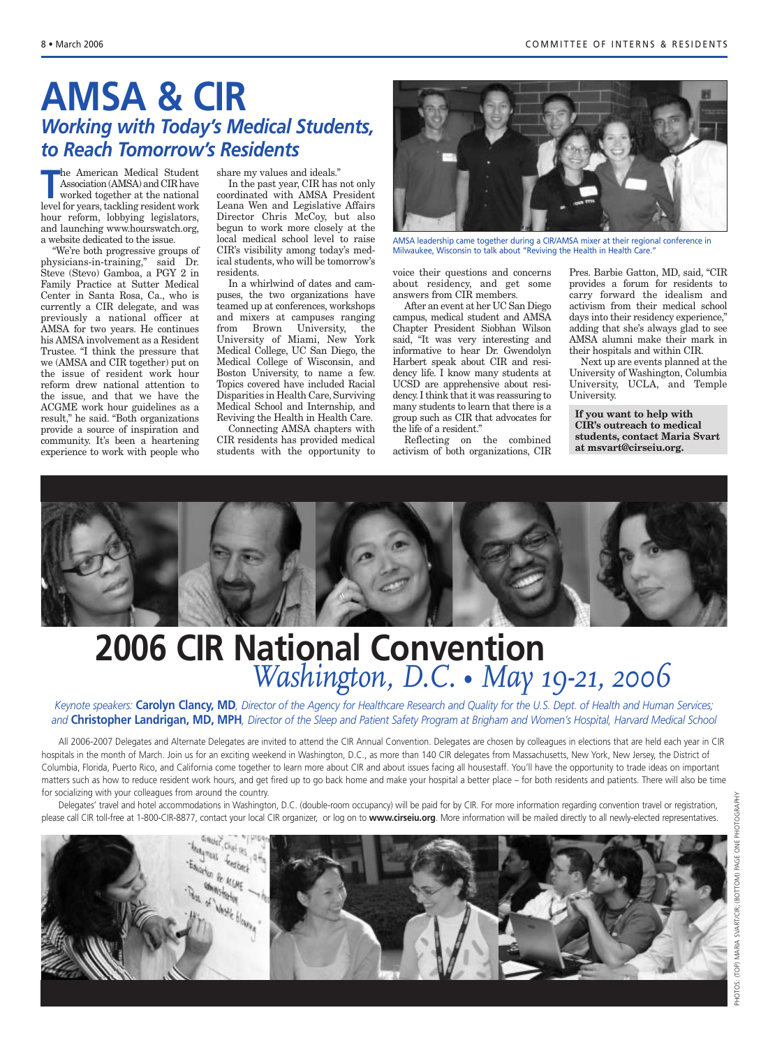# AMSA & CIR

## *Working with Today's Medical Students, to Reach Tomorrow's Residents*

The American Medical Student Association (AMSA) and CIR have worked together at the national level for years, tackling resident work hour reform, lobbying legislators, and launching www.hourswatch.org, a website dedicated to the issue.

"We're both progressive groups of physicians-in-training," said Dr. Steve (Stevo) Gamboa, a PGY 2 in Family Practice at Sutter Medical Center in Santa Rosa, Ca., who is currently a CIR delegate, and was previously a national officer at AMSA for two years. He continues his AMSA involvement as a Resident Trustee. "I think the pressure that we (AMSA and CIR together) put on the issue of resident work hour reform drew national attention to the issue, and that we have the ACGME work hour guidelines as a result," he said. "Both organizations provide a source of inspiration and community. It's been a heartening experience to work with people who share my values and ideals."

In the past year, CIR has not only coordinated with AMSA President Leana Wen and Legislative Affairs Director Chris McCoy, but also begun to work more closely at the local medical school level to raise CIR's visibility among today's medical students, who will be tomorrow's residents.

In a whirlwind of dates and campuses, the two organizations have teamed up at conferences, workshops and mixers at campuses ranging from Brown University, the University of Miami, New York Medical College, UC San Diego, the Medical College of Wisconsin, and Boston University, to name a few. Topics covered have included Racial Disparities in Health Care, Surviving Medical School and Internship, and Reviving the Health in Health Care.

Connecting AMSA chapters with CIR residents has provided medical students with the opportunity to voice their questions and concerns about residency, and get some answers from CIR members.

After an event at her UC San Diego campus, medical student and AMSA Chapter President Siobhan Wilson said, "It was very interesting and informative to hear Dr. Gwendolyn Harbert speak about CIR and residency life. I know many students at UCSD are apprehensive about residency. I think that it was reassuring to many students to learn that there is a group such as CIR that advocates for the life of a resident."

Reflecting on the combined activism of both organizations, CIR Pres. Barbie Gatton, MD, said, "CIR provides a forum for residents to carry forward the idealism and activism from their medical school days into their residency experience," adding that she's always glad to see AMSA alumni make their mark in their hospitals and within CIR.

Next up are events planned at the University of Washington, Columbia University, UCLA, and Temple University.

**If you want to help with CIR's outreach to medical students, contact Maria Svart at msvart@cirseiu.org.**

AMSA leadership came together during a CIR/AMSA mixer at their regional conference in Milwaukee, Wisconsin to talk about "Reviving the Health in Health Care."

# 2006 CIR National Convention

## *Washington, D.C. • May 19-21, 2006*

*Keynote speakers:* **Carolyn Clancy, MD**, *Director of the Agency for Healthcare Research and Quality for the U.S. Dept. of Health and Human Services; and* **Christopher Landrigan, MD, MPH**, *Director of the Sleep and Patient Safety Program at Brigham and Women's Hospital, Harvard Medical School*

All 2006-2007 Delegates and Alternate Delegates are invited to attend the CIR Annual Convention. Delegates are chosen by colleagues in elections that are held each year in CIR hospitals in the month of March. Join us for an exciting weekend in Washington, D.C., as more than 140 CIR delegates from Massachusetts, New York, New Jersey, the District of Columbia, Florida, Puerto Rico, and California come together to learn more about CIR and about issues facing all housestaff. You'll have the opportunity to trade ideas on important matters such as how to reduce resident work hours, and get fired up to go back home and make your hospital a better place – for both residents and patients. There will also be time for socializing with your colleagues from around the country.

Delegates' travel and hotel accommodations in Washington, D.C. (double-room occupancy) will be paid for by CIR. For more information regarding convention travel or registration, please call CIR toll-free at 1-800-CIR-8877, contact your local CIR organizer, or log on to **www.cirseiu.org**. More information will be mailed directly to all newly-elected representatives.

PHOTOS: (TOP) MARIA SVART/CIR; (BOTTOM) PAGE ONE PHOTOGRAPHY